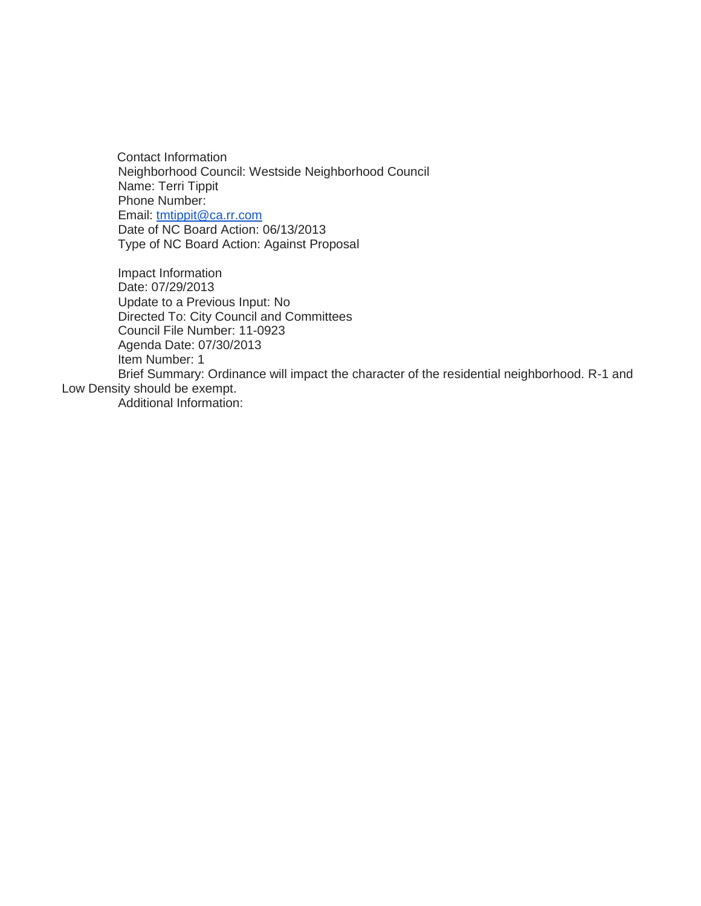Contact Information
Neighborhood Council: Westside Neighborhood Council
Name: Terri Tippit
Phone Number:
Email: tmtippit@ca.rr.com
Date of NC Board Action: 06/13/2013
Type of NC Board Action: Against Proposal

Impact Information
Date: 07/29/2013
Update to a Previous Input: No
Directed To: City Council and Committees
Council File Number: 11-0923
Agenda Date: 07/30/2013
Item Number: 1
Brief Summary: Ordinance will impact the character of the residential neighborhood. R-1 and Low Density should be exempt.
Additional Information: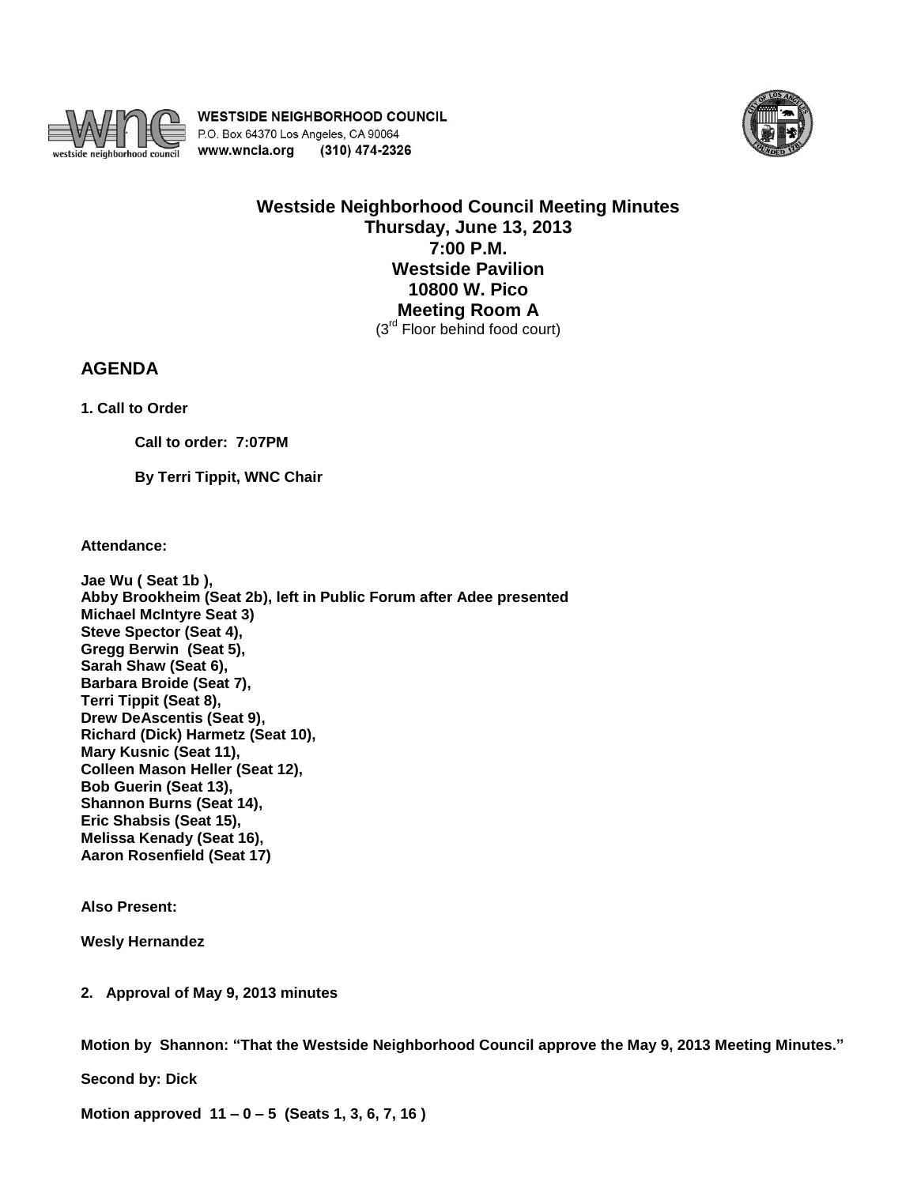**WESTSIDE NEIGHBORHOOD COUNCIL**
P.O. Box 64370 Los Angeles, CA 90064
www.wncla.org (310) 474-2326

# Westside Neighborhood Council Meeting Minutes
**Thursday, June 13, 2013**
**7:00 P.M.**
**Westside Pavilion**
**10800 W. Pico**
**Meeting Room A**
(3rd Floor behind food court)

## AGENDA

**1. Call to Order**

**Call to order: 7:07PM**

**By Terri Tippit, WNC Chair**

**Attendance:**

**Jae Wu ( Seat 1b ),**
**Abby Brookheim (Seat 2b), left in Public Forum after Adee presented**
**Michael McIntyre Seat 3)**
**Steve Spector (Seat 4),**
**Gregg Berwin (Seat 5),**
**Sarah Shaw (Seat 6),**
**Barbara Broide (Seat 7),**
**Terri Tippit (Seat 8),**
**Drew DeAscentis (Seat 9),**
**Richard (Dick) Harmetz (Seat 10),**
**Mary Kusnic (Seat 11),**
**Colleen Mason Heller (Seat 12),**
**Bob Guerin (Seat 13),**
**Shannon Burns (Seat 14),**
**Eric Shabsis (Seat 15),**
**Melissa Kenady (Seat 16),**
**Aaron Rosenfield (Seat 17)**

**Also Present:**

**Wesly Hernandez**

**2. Approval of May 9, 2013 minutes**

**Motion by Shannon: "That the Westside Neighborhood Council approve the May 9, 2013 Meeting Minutes."**

**Second by: Dick**

**Motion approved 11 – 0 – 5 (Seats 1, 3, 6, 7, 16 )**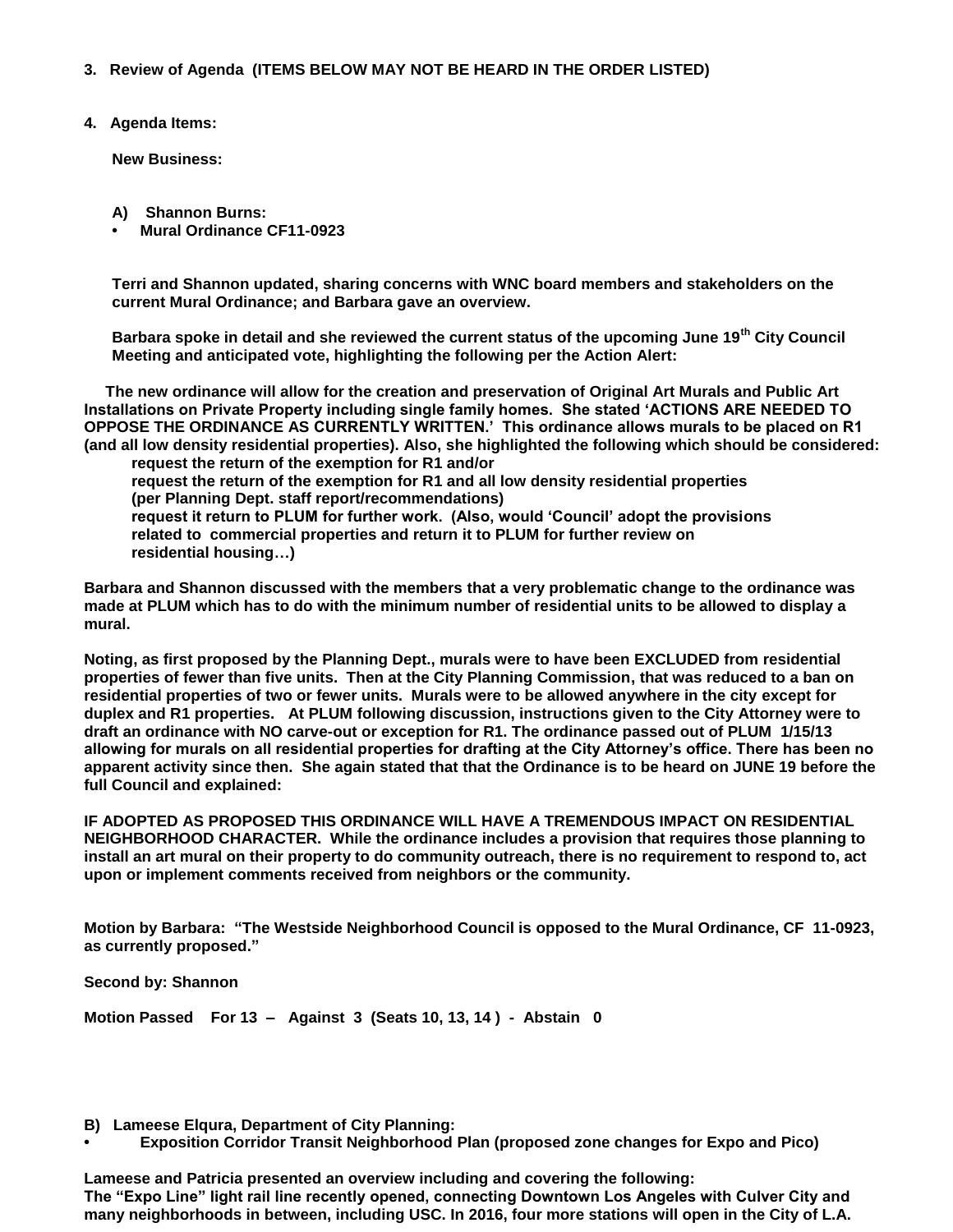**3. Review of Agenda (ITEMS BELOW MAY NOT BE HEARD IN THE ORDER LISTED)**

**4. Agenda Items:**

**New Business:**

**A) Shannon Burns:**
- **Mural Ordinance CF11-0923**

**Terri and Shannon updated, sharing concerns with WNC board members and stakeholders on the current Mural Ordinance; and Barbara gave an overview.**

**Barbara spoke in detail and she reviewed the current status of the upcoming June 19th City Council Meeting and anticipated vote, highlighting the following per the Action Alert:**

**The new ordinance will allow for the creation and preservation of Original Art Murals and Public Art Installations on Private Property including single family homes. She stated 'ACTIONS ARE NEEDED TO OPPOSE THE ORDINANCE AS CURRENTLY WRITTEN.' This ordinance allows murals to be placed on R1 (and all low density residential properties). Also, she highlighted the following which should be considered:**

**request the return of the exemption for R1 and/or**
**request the return of the exemption for R1 and all low density residential properties (per Planning Dept. staff report/recommendations)**
**request it return to PLUM for further work. (Also, would 'Council' adopt the provisions related to commercial properties and return it to PLUM for further review on residential housing…)**

**Barbara and Shannon discussed with the members that a very problematic change to the ordinance was made at PLUM which has to do with the minimum number of residential units to be allowed to display a mural.**

**Noting, as first proposed by the Planning Dept., murals were to have been EXCLUDED from residential properties of fewer than five units. Then at the City Planning Commission, that was reduced to a ban on residential properties of two or fewer units. Murals were to be allowed anywhere in the city except for duplex and R1 properties. At PLUM following discussion, instructions given to the City Attorney were to draft an ordinance with NO carve-out or exception for R1. The ordinance passed out of PLUM 1/15/13 allowing for murals on all residential properties for drafting at the City Attorney's office. There has been no apparent activity since then. She again stated that that the Ordinance is to be heard on JUNE 19 before the full Council and explained:**

**IF ADOPTED AS PROPOSED THIS ORDINANCE WILL HAVE A TREMENDOUS IMPACT ON RESIDENTIAL NEIGHBORHOOD CHARACTER. While the ordinance includes a provision that requires those planning to install an art mural on their property to do community outreach, there is no requirement to respond to, act upon or implement comments received from neighbors or the community.**

**Motion by Barbara: "The Westside Neighborhood Council is opposed to the Mural Ordinance, CF 11-0923, as currently proposed."**

**Second by: Shannon**

**Motion Passed For 13 – Against 3 (Seats 10, 13, 14 ) - Abstain 0**

**B) Lameese Elqura, Department of City Planning:**
- **Exposition Corridor Transit Neighborhood Plan (proposed zone changes for Expo and Pico)**

**Lameese and Patricia presented an overview including and covering the following:**
**The "Expo Line" light rail line recently opened, connecting Downtown Los Angeles with Culver City and many neighborhoods in between, including USC. In 2016, four more stations will open in the City of L.A.**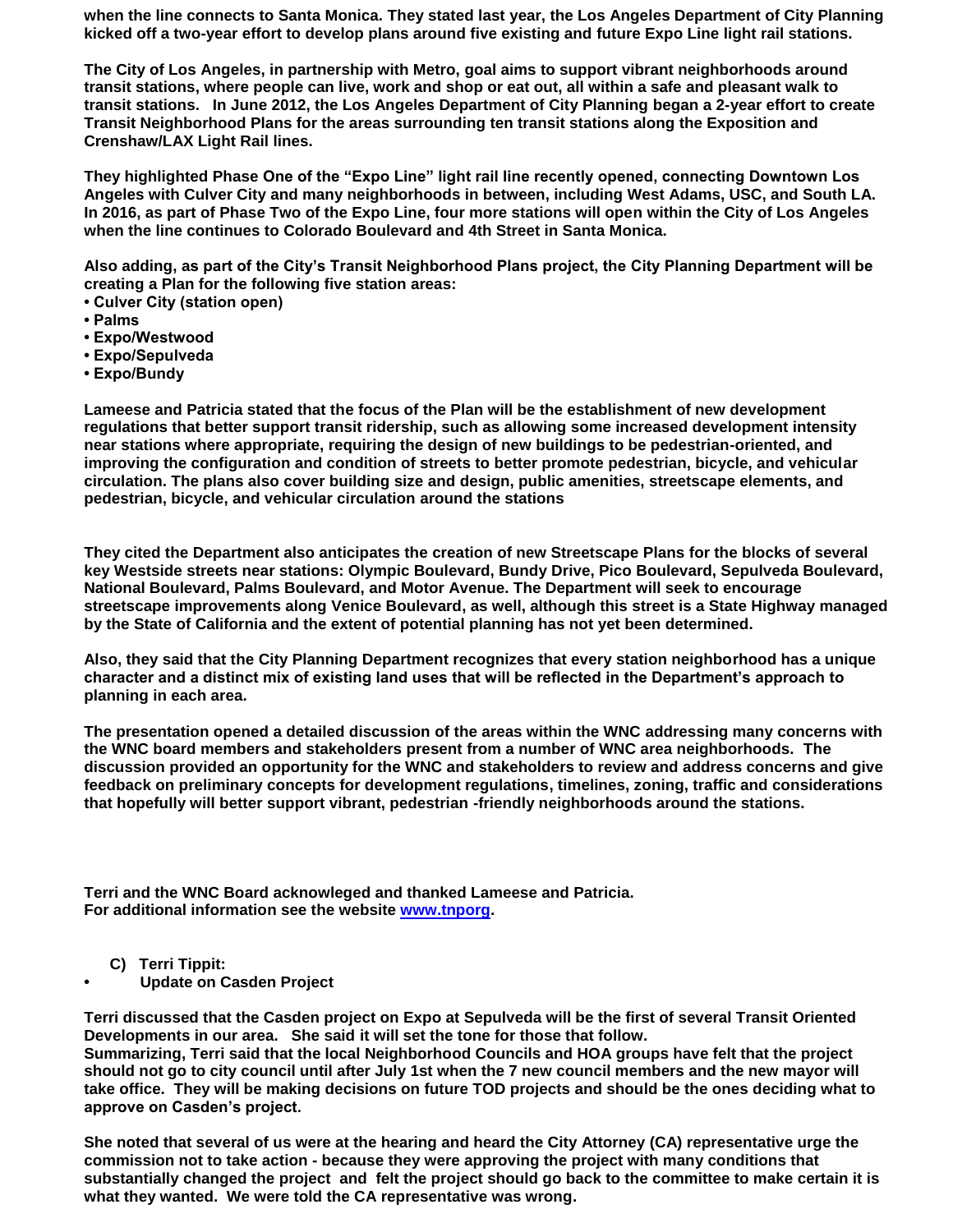**when the line connects to Santa Monica. They stated last year, the Los Angeles Department of City Planning kicked off a two-year effort to develop plans around five existing and future Expo Line light rail stations.**

**The City of Los Angeles, in partnership with Metro, goal aims to support vibrant neighborhoods around transit stations, where people can live, work and shop or eat out, all within a safe and pleasant walk to transit stations. In June 2012, the Los Angeles Department of City Planning began a 2-year effort to create Transit Neighborhood Plans for the areas surrounding ten transit stations along the Exposition and Crenshaw/LAX Light Rail lines.**

**They highlighted Phase One of the "Expo Line" light rail line recently opened, connecting Downtown Los Angeles with Culver City and many neighborhoods in between, including West Adams, USC, and South LA. In 2016, as part of Phase Two of the Expo Line, four more stations will open within the City of Los Angeles when the line continues to Colorado Boulevard and 4th Street in Santa Monica.**

**Also adding, as part of the City's Transit Neighborhood Plans project, the City Planning Department will be creating a Plan for the following five station areas:**

- **Culver City (station open)**
- **Palms**
- **Expo/Westwood**
- **Expo/Sepulveda**
- **Expo/Bundy**

**Lameese and Patricia stated that the focus of the Plan will be the establishment of new development regulations that better support transit ridership, such as allowing some increased development intensity near stations where appropriate, requiring the design of new buildings to be pedestrian-oriented, and improving the configuration and condition of streets to better promote pedestrian, bicycle, and vehicular circulation. The plans also cover building size and design, public amenities, streetscape elements, and pedestrian, bicycle, and vehicular circulation around the stations**

**They cited the Department also anticipates the creation of new Streetscape Plans for the blocks of several key Westside streets near stations: Olympic Boulevard, Bundy Drive, Pico Boulevard, Sepulveda Boulevard, National Boulevard, Palms Boulevard, and Motor Avenue. The Department will seek to encourage streetscape improvements along Venice Boulevard, as well, although this street is a State Highway managed by the State of California and the extent of potential planning has not yet been determined.**

**Also, they said that the City Planning Department recognizes that every station neighborhood has a unique character and a distinct mix of existing land uses that will be reflected in the Department's approach to planning in each area.**

**The presentation opened a detailed discussion of the areas within the WNC addressing many concerns with the WNC board members and stakeholders present from a number of WNC area neighborhoods. The discussion provided an opportunity for the WNC and stakeholders to review and address concerns and give feedback on preliminary concepts for development regulations, timelines, zoning, traffic and considerations that hopefully will better support vibrant, pedestrian -friendly neighborhoods around the stations.**

**Terri and the WNC Board acknowleged and thanked Lameese and Patricia.**
**For additional information see the website [www.tnporg](www.tnporg).**

**C) Terri Tippit:**

- **Update on Casden Project**

**Terri discussed that the Casden project on Expo at Sepulveda will be the first of several Transit Oriented Developments in our area. She said it will set the tone for those that follow.**
**Summarizing, Terri said that the local Neighborhood Councils and HOA groups have felt that the project should not go to city council until after July 1st when the 7 new council members and the new mayor will take office. They will be making decisions on future TOD projects and should be the ones deciding what to approve on Casden's project.**

**She noted that several of us were at the hearing and heard the City Attorney (CA) representative urge the commission not to take action - because they were approving the project with many conditions that substantially changed the project and felt the project should go back to the committee to make certain it is what they wanted. We were told the CA representative was wrong.**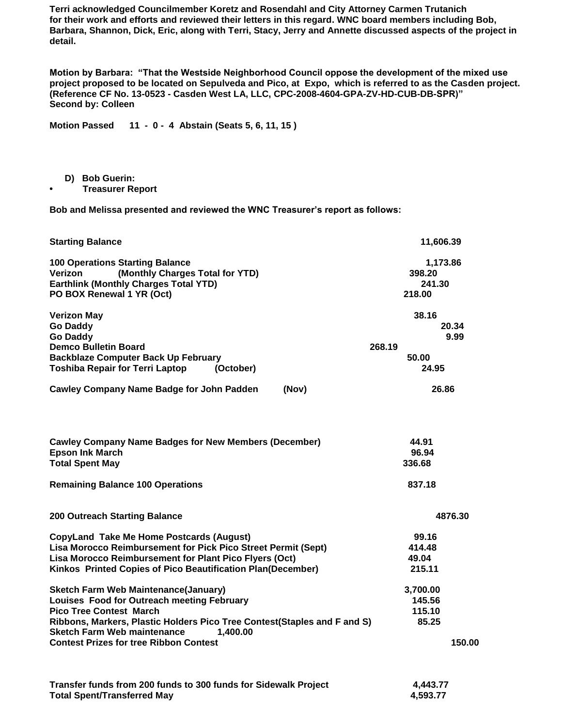**Terri acknowledged Councilmember Koretz and Rosendahl and City Attorney Carmen Trutanich for their work and efforts and reviewed their letters in this regard. WNC board members including Bob, Barbara, Shannon, Dick, Eric, along with Terri, Stacy, Jerry and Annette discussed aspects of the project in detail.**

**Motion by Barbara: "That the Westside Neighborhood Council oppose the development of the mixed use project proposed to be located on Sepulveda and Pico, at Expo, which is referred to as the Casden project. (Reference CF No. 13-0523 - Casden West LA, LLC, CPC-2008-4604-GPA-ZV-HD-CUB-DB-SPR)"**
**Second by: Colleen**

**Motion Passed 11 - 0 - 4 Abstain (Seats 5, 6, 11, 15 )**

**D) Bob Guerin:**

- **Treasurer Report**

**Bob and Melissa presented and reviewed the WNC Treasurer's report as follows:**

| | |
|---|---|
| **Starting Balance** | **11,606.39** |
| **100 Operations Starting Balance** | **1,173.86** |
| **Verizon (Monthly Charges Total for YTD)** | **398.20** |
| **Earthlink (Monthly Charges Total YTD)** | **241.30** |
| **PO BOX Renewal 1 YR (Oct)** | **218.00** |
| **Verizon May** | **38.16** |
| **Go Daddy** | **20.34** |
| **Go Daddy** | **9.99** |
| **Demco Bulletin Board** | **268.19** |
| **Backblaze Computer Back Up February** | **50.00** |
| **Toshiba Repair for Terri Laptop (October)** | **24.95** |
| **Cawley Company Name Badge for John Padden (Nov)** | **26.86** |
| **Cawley Company Name Badges for New Members (December)** | **44.91** |
| **Epson Ink March** | **96.94** |
| **Total Spent May** | **336.68** |
| **Remaining Balance 100 Operations** | **837.18** |
| **200 Outreach Starting Balance** | **4876.30** |
| **CopyLand Take Me Home Postcards (August)** | **99.16** |
| **Lisa Morocco Reimbursement for Pick Pico Street Permit (Sept)** | **414.48** |
| **Lisa Morocco Reimbursement for Plant Pico Flyers (Oct)** | **49.04** |
| **Kinkos Printed Copies of Pico Beautification Plan(December)** | **215.11** |
| **Sketch Farm Web Maintenance(January)** | **3,700.00** |
| **Louises Food for Outreach meeting February** | **145.56** |
| **Pico Tree Contest March** | **115.10** |
| **Ribbons, Markers, Plastic Holders Pico Tree Contest(Staples and F and S)** | **85.25** |
| **Sketch Farm Web maintenance** | **1,400.00** |
| **Contest Prizes for tree Ribbon Contest** | **150.00** |
| **Transfer funds from 200 funds to 300 funds for Sidewalk Project** | **4,443.77** |
| **Total Spent/Transferred May** | **4,593.77** |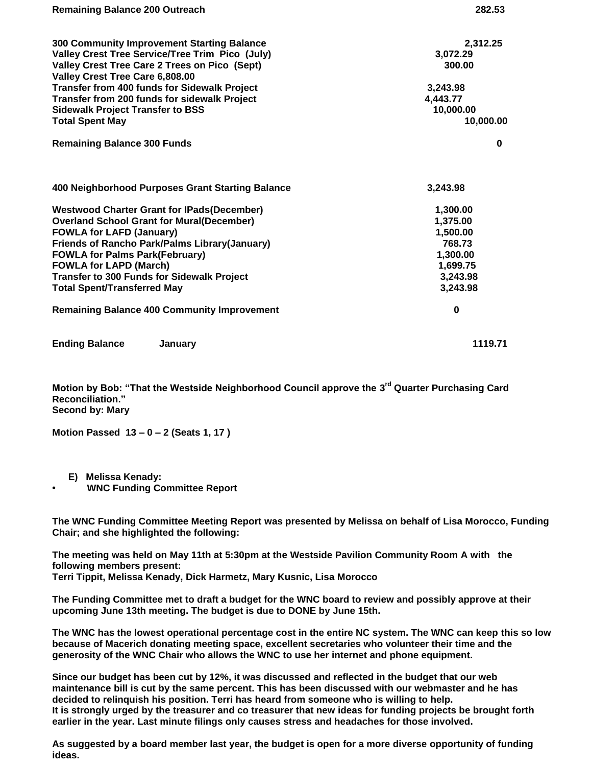**Remaining Balance 200 Outreach** 282.53

| | |
|---|---|
| **300 Community Improvement Starting Balance** | **2,312.25** |
| **Valley Crest Tree Service/Tree Trim Pico (July)** | **3,072.29** |
| **Valley Crest Tree Care 2 Trees on Pico (Sept)** | **300.00** |
| **Valley Crest Tree Care 6,808.00** | |
| **Transfer from 400 funds for Sidewalk Project** | **3,243.98** |
| **Transfer from 200 funds for sidewalk Project** | **4,443.77** |
| **Sidewalk Project Transfer to BSS** | **10,000.00** |
| **Total Spent May** | **10,000.00** |
| **Remaining Balance 300 Funds** | **0** |

| | |
|---|---|
| **400 Neighborhood Purposes Grant Starting Balance** | **3,243.98** |
| **Westwood Charter Grant for IPads(December)** | **1,300.00** |
| **Overland School Grant for Mural(December)** | **1,375.00** |
| **FOWLA for LAFD (January)** | **1,500.00** |
| **Friends of Rancho Park/Palms Library(January)** | **768.73** |
| **FOWLA for Palms Park(February)** | **1,300.00** |
| **FOWLA for LAPD (March)** | **1,699.75** |
| **Transfer to 300 Funds for Sidewalk Project** | **3,243.98** |
| **Total Spent/Transferred May** | **3,243.98** |
| **Remaining Balance 400 Community Improvement** | **0** |

**Ending Balance January** **1119.71**

**Motion by Bob: "That the Westside Neighborhood Council approve the 3rd Quarter Purchasing Card Reconciliation."**
**Second by: Mary**

**Motion Passed 13 – 0 – 2 (Seats 1, 17 )**

**E) Melissa Kenady:**

- **WNC Funding Committee Report**

**The WNC Funding Committee Meeting Report was presented by Melissa on behalf of Lisa Morocco, Funding Chair; and she highlighted the following:**

**The meeting was held on May 11th at 5:30pm at the Westside Pavilion Community Room A with the following members present:**
**Terri Tippit, Melissa Kenady, Dick Harmetz, Mary Kusnic, Lisa Morocco**

**The Funding Committee met to draft a budget for the WNC board to review and possibly approve at their upcoming June 13th meeting. The budget is due to DONE by June 15th.**

**The WNC has the lowest operational percentage cost in the entire NC system. The WNC can keep this so low because of Macerich donating meeting space, excellent secretaries who volunteer their time and the generosity of the WNC Chair who allows the WNC to use her internet and phone equipment.**

**Since our budget has been cut by 12%, it was discussed and reflected in the budget that our web maintenance bill is cut by the same percent. This has been discussed with our webmaster and he has decided to relinquish his position. Terri has heard from someone who is willing to help.**
**It is strongly urged by the treasurer and co treasurer that new ideas for funding projects be brought forth earlier in the year. Last minute filings only causes stress and headaches for those involved.**

**As suggested by a board member last year, the budget is open for a more diverse opportunity of funding ideas.**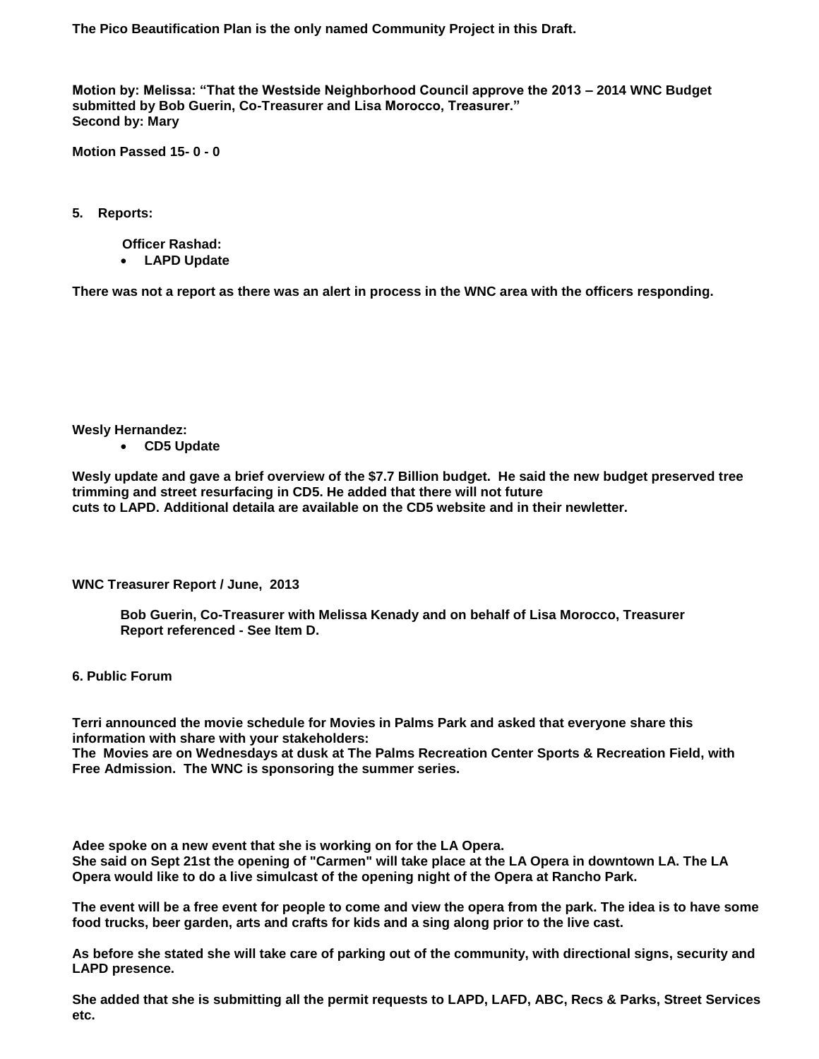**The Pico Beautification Plan is the only named Community Project in this Draft.**

**Motion by: Melissa: "That the Westside Neighborhood Council approve the 2013 – 2014 WNC Budget submitted by Bob Guerin, Co-Treasurer and Lisa Morocco, Treasurer."**
**Second by: Mary**

**Motion Passed 15- 0 - 0**

**5. Reports:**

**Officer Rashad:**

- **LAPD Update**

**There was not a report as there was an alert in process in the WNC area with the officers responding.**

**Wesly Hernandez:**

- **CD5 Update**

**Wesly update and gave a brief overview of the $7.7 Billion budget. He said the new budget preserved tree trimming and street resurfacing in CD5. He added that there will not future cuts to LAPD. Additional detaila are available on the CD5 website and in their newletter.**

**WNC Treasurer Report / June, 2013**

**Bob Guerin, Co-Treasurer with Melissa Kenady and on behalf of Lisa Morocco, Treasurer Report referenced - See Item D.**

**6. Public Forum**

**Terri announced the movie schedule for Movies in Palms Park and asked that everyone share this information with share with your stakeholders:**
**The Movies are on Wednesdays at dusk at The Palms Recreation Center Sports & Recreation Field, with Free Admission. The WNC is sponsoring the summer series.**

**Adee spoke on a new event that she is working on for the LA Opera.**
**She said on Sept 21st the opening of "Carmen" will take place at the LA Opera in downtown LA. The LA Opera would like to do a live simulcast of the opening night of the Opera at Rancho Park.**

**The event will be a free event for people to come and view the opera from the park. The idea is to have some food trucks, beer garden, arts and crafts for kids and a sing along prior to the live cast.**

**As before she stated she will take care of parking out of the community, with directional signs, security and LAPD presence.**

**She added that she is submitting all the permit requests to LAPD, LAFD, ABC, Recs & Parks, Street Services etc.**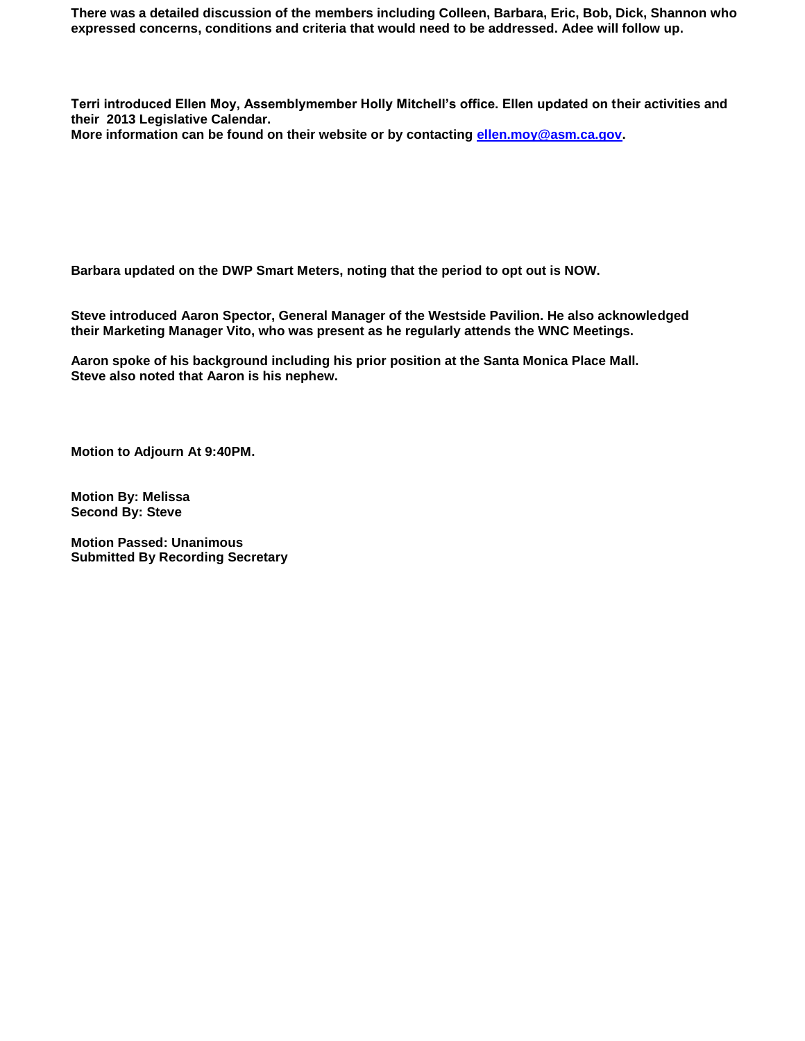**There was a detailed discussion of the members including Colleen, Barbara, Eric, Bob, Dick, Shannon who expressed concerns, conditions and criteria that would need to be addressed. Adee will follow up.**

**Terri introduced Ellen Moy, Assemblymember Holly Mitchell's office. Ellen updated on their activities and their 2013 Legislative Calendar.**
**More information can be found on their website or by contacting [ellen.moy@asm.ca.gov](mailto:ellen.moy@asm.ca.gov).**

**Barbara updated on the DWP Smart Meters, noting that the period to opt out is NOW.**

**Steve introduced Aaron Spector, General Manager of the Westside Pavilion. He also acknowledged their Marketing Manager Vito, who was present as he regularly attends the WNC Meetings.**

**Aaron spoke of his background including his prior position at the Santa Monica Place Mall.**
**Steve also noted that Aaron is his nephew.**

**Motion to Adjourn At 9:40PM.**

**Motion By: Melissa**
**Second By: Steve**

**Motion Passed: Unanimous**
**Submitted By Recording Secretary**